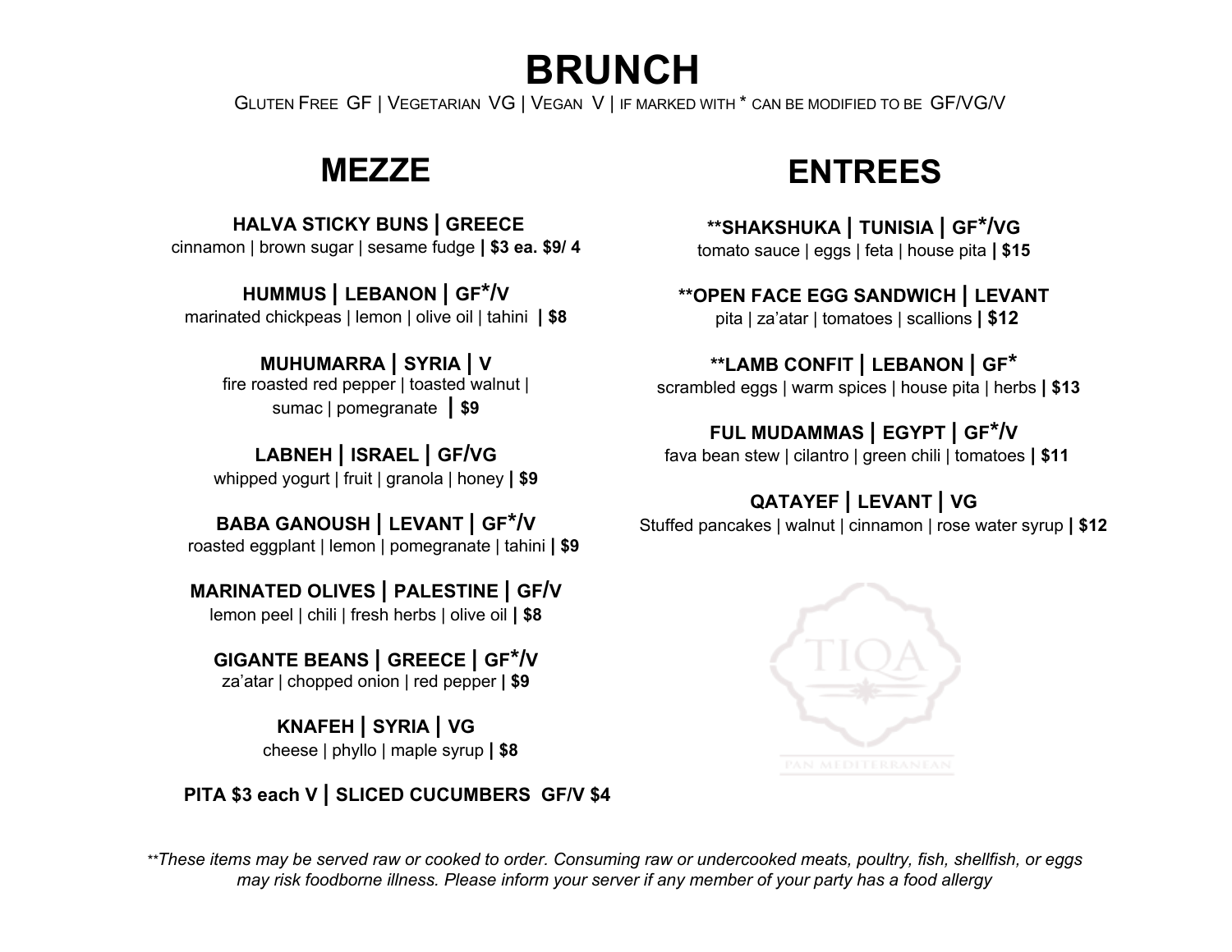# BRUNCH

GLUTEN FREE GF | VEGETARIAN VG | VEGAN V | IF MARKED WITH * CAN BE MODIFIED TO BE GF/VG/V

## MEZZE

**HALVA STICKY BUNS | GREECE**
cinnamon | brown sugar | sesame fudge **| $3 ea. $9/ 4**

**HUMMUS | LEBANON | GF*/V**
marinated chickpeas | lemon | olive oil | tahini **| $8**

**MUHUMARRA | SYRIA | V**
fire roasted red pepper | toasted walnut | sumac | pomegranate **| $9**

**LABNEH | ISRAEL | GF/VG**
whipped yogurt | fruit | granola | honey **| $9**

**BABA GANOUSH | LEVANT | GF*/V**
roasted eggplant | lemon | pomegranate | tahini **| $9**

**MARINATED OLIVES | PALESTINE | GF/V**
lemon peel | chili | fresh herbs | olive oil **| $8**

**GIGANTE BEANS | GREECE | GF*/V**
za'atar | chopped onion | red pepper **| $9**

**KNAFEH | SYRIA | VG**
cheese | phyllo | maple syrup **| $8**

**PITA $3 each V | SLICED CUCUMBERS GF/V $4**

## ENTREES

****SHAKSHUKA | TUNISIA | GF*/VG**
tomato sauce | eggs | feta | house pita **| $15**

****OPEN FACE EGG SANDWICH | LEVANT**
pita | za'atar | tomatoes | scallions **| $12**

****LAMB CONFIT | LEBANON | GF***
scrambled eggs | warm spices | house pita | herbs **| $13**

**FUL MUDAMMAS | EGYPT | GF*/V**
fava bean stew | cilantro | green chili | tomatoes **| $11**

**QATAYEF | LEVANT | VG**
Stuffed pancakes | walnut | cinnamon | rose water syrup **| $12**

TIQA
PAN MEDITERRANEAN

*\*\*These items may be served raw or cooked to order. Consuming raw or undercooked meats, poultry, fish, shellfish, or eggs may risk foodborne illness. Please inform your server if any member of your party has a food allergy*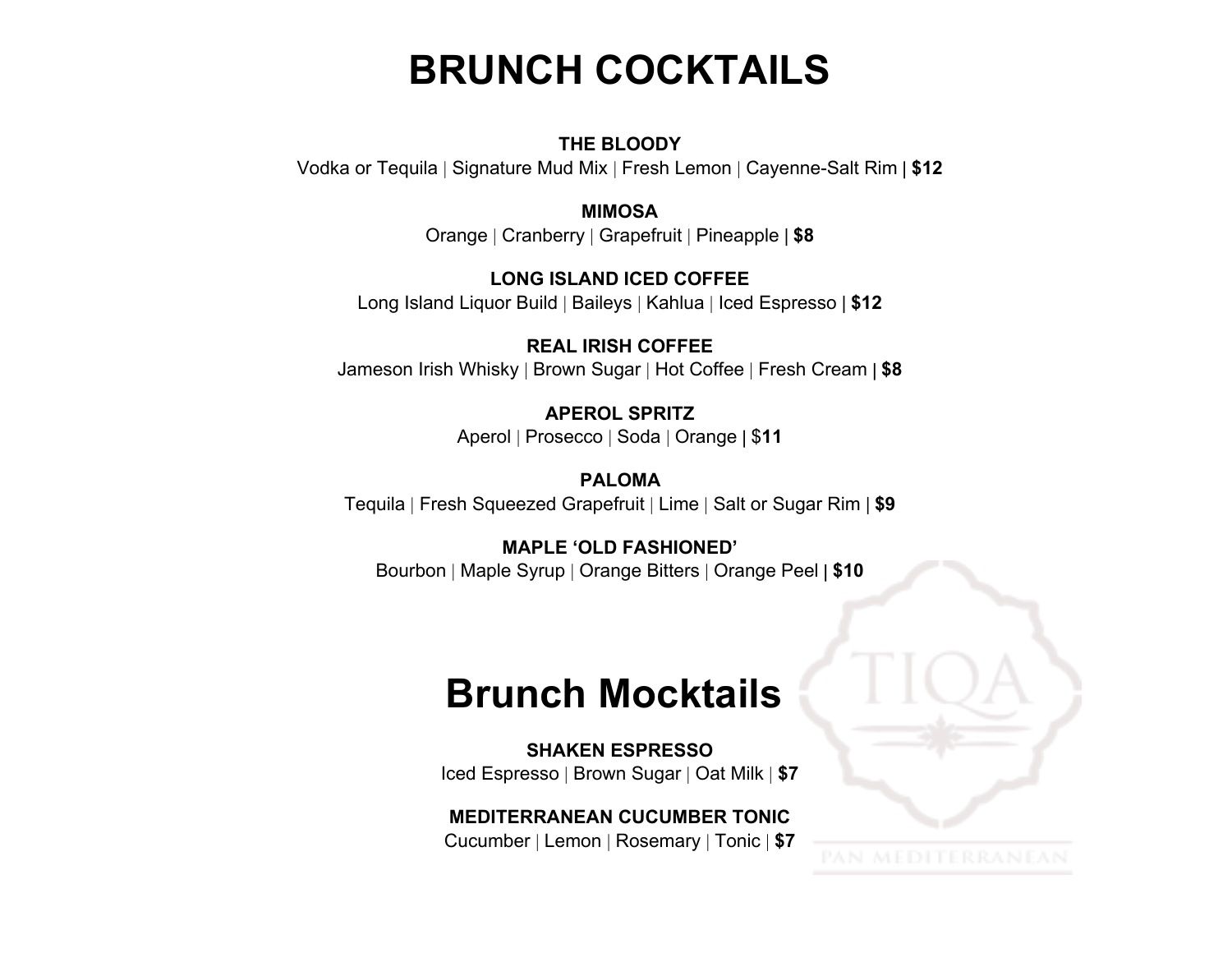# BRUNCH COCKTAILS

**THE BLOODY**
Vodka or Tequila | Signature Mud Mix | Fresh Lemon | Cayenne-Salt Rim **| $12**

**MIMOSA**
Orange | Cranberry | Grapefruit | Pineapple **| $8**

**LONG ISLAND ICED COFFEE**
Long Island Liquor Build | Baileys | Kahlua | Iced Espresso **| $12**

**REAL IRISH COFFEE**
Jameson Irish Whisky | Brown Sugar | Hot Coffee | Fresh Cream **| $8**

**APEROL SPRITZ**
Aperol | Prosecco | Soda | Orange **|** $**11**

**PALOMA**
Tequila | Fresh Squeezed Grapefruit | Lime | Salt or Sugar Rim | **$9**

**MAPLE 'OLD FASHIONED'**
Bourbon | Maple Syrup | Orange Bitters | Orange Peel **| $10**

# Brunch Mocktails

**SHAKEN ESPRESSO**
Iced Espresso | Brown Sugar | Oat Milk | **$7**

**MEDITERRANEAN CUCUMBER TONIC**
Cucumber | Lemon | Rosemary | Tonic | **$7**

TIQA
PAN MEDITERRANEAN